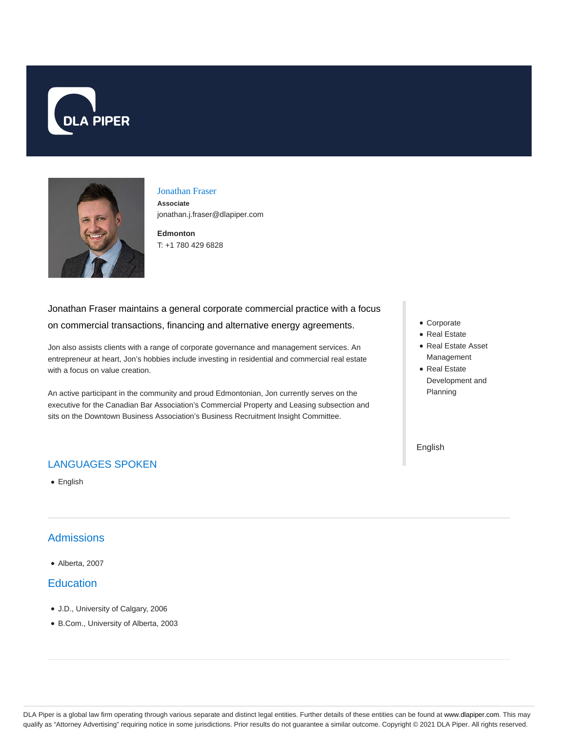DLA PIPER

# Jonathan Fraser

**Associate**
jonathan.j.fraser@dlapiper.com

**Edmonton**
T: +1 780 429 6828

Jonathan Fraser maintains a general corporate commercial practice with a focus on commercial transactions, financing and alternative energy agreements.

Jon also assists clients with a range of corporate governance and management services. An entrepreneur at heart, Jon's hobbies include investing in residential and commercial real estate with a focus on value creation.

An active participant in the community and proud Edmontonian, Jon currently serves on the executive for the Canadian Bar Association's Commercial Property and Leasing subsection and sits on the Downtown Business Association's Business Recruitment Insight Committee.

- Corporate
- Real Estate
- Real Estate Asset Management
- Real Estate Development and Planning

English

## LANGUAGES SPOKEN

- English

## Admissions

- Alberta, 2007

## Education

- J.D., University of Calgary, 2006
- B.Com., University of Alberta, 2003

DLA Piper is a global law firm operating through various separate and distinct legal entities. Further details of these entities can be found at www.dlapiper.com. This may qualify as "Attorney Advertising" requiring notice in some jurisdictions. Prior results do not guarantee a similar outcome. Copyright © 2021 DLA Piper. All rights reserved.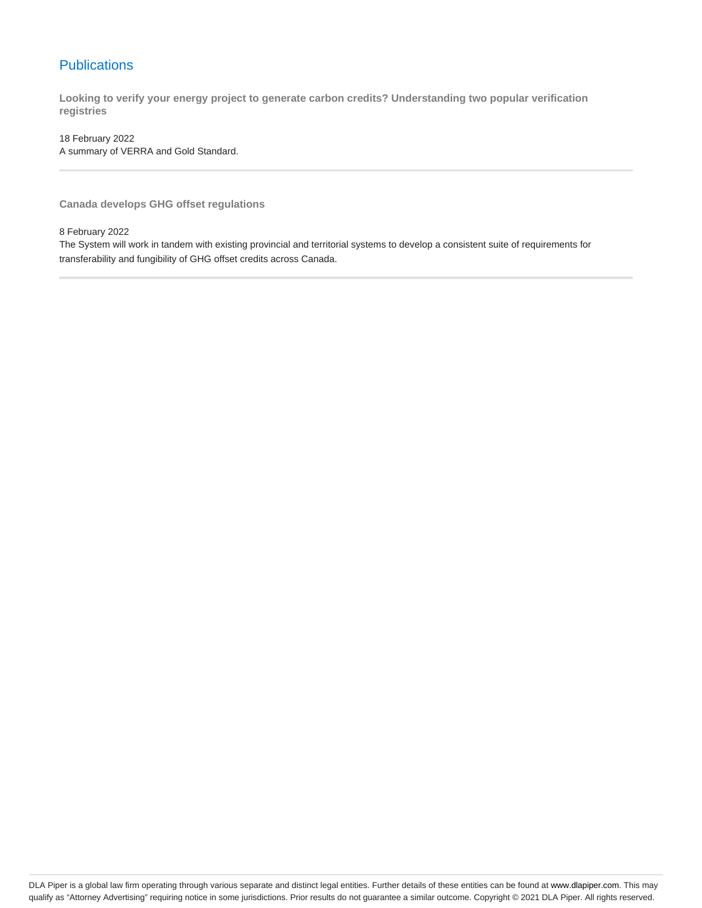## Publications

**Looking to verify your energy project to generate carbon credits? Understanding two popular verification registries**

18 February 2022
A summary of VERRA and Gold Standard.

---

**Canada develops GHG offset regulations**

8 February 2022
The System will work in tandem with existing provincial and territorial systems to develop a consistent suite of requirements for transferability and fungibility of GHG offset credits across Canada.

---

DLA Piper is a global law firm operating through various separate and distinct legal entities. Further details of these entities can be found at www.dlapiper.com. This may qualify as "Attorney Advertising" requiring notice in some jurisdictions. Prior results do not guarantee a similar outcome. Copyright © 2021 DLA Piper. All rights reserved.